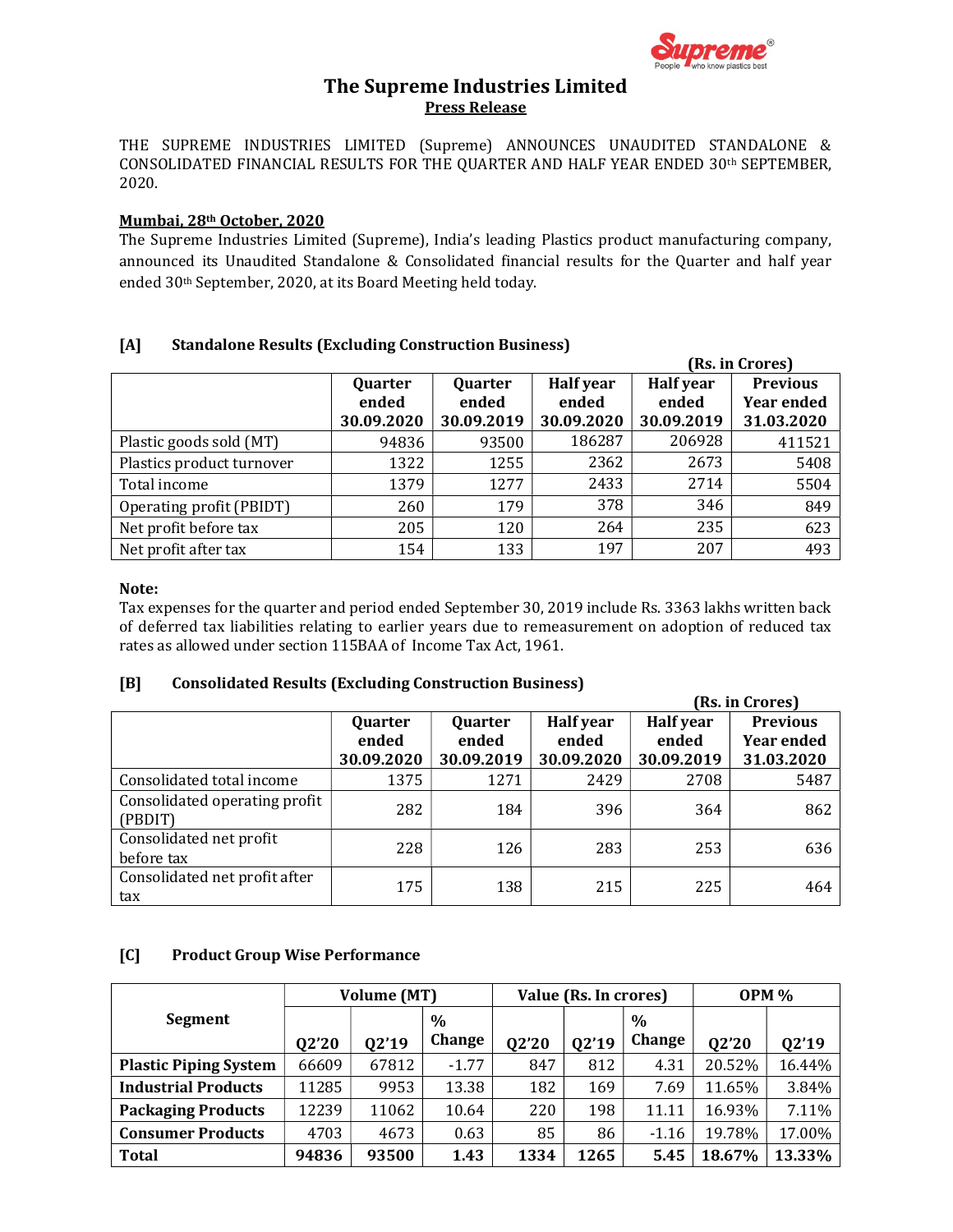# The Supreme Industries Limited

**Press Release**

THE SUPREME INDUSTRIES LIMITED (Supreme) ANNOUNCES UNAUDITED STANDALONE & CONSOLIDATED FINANCIAL RESULTS FOR THE QUARTER AND HALF YEAR ENDED 30th SEPTEMBER, 2020.

**Mumbai, 28th October, 2020**

The Supreme Industries Limited (Supreme), India's leading Plastics product manufacturing company, announced its Unaudited Standalone & Consolidated financial results for the Quarter and half year ended 30th September, 2020, at its Board Meeting held today.

## [A] Standalone Results (Excluding Construction Business)

**(Rs. in Crores)**

| | Quarter ended 30.09.2020 | Quarter ended 30.09.2019 | Half year ended 30.09.2020 | Half year ended 30.09.2019 | Previous Year ended 31.03.2020 |
|---|---|---|---|---|---|
| Plastic goods sold (MT) | 94836 | 93500 | 186287 | 206928 | 411521 |
| Plastics product turnover | 1322 | 1255 | 2362 | 2673 | 5408 |
| Total income | 1379 | 1277 | 2433 | 2714 | 5504 |
| Operating profit (PBIDT) | 260 | 179 | 378 | 346 | 849 |
| Net profit before tax | 205 | 120 | 264 | 235 | 623 |
| Net profit after tax | 154 | 133 | 197 | 207 | 493 |

**Note:**

Tax expenses for the quarter and period ended September 30, 2019 include Rs. 3363 lakhs written back of deferred tax liabilities relating to earlier years due to remeasurement on adoption of reduced tax rates as allowed under section 115BAA of Income Tax Act, 1961.

## [B] Consolidated Results (Excluding Construction Business)

**(Rs. in Crores)**

| | Quarter ended 30.09.2020 | Quarter ended 30.09.2019 | Half year ended 30.09.2020 | Half year ended 30.09.2019 | Previous Year ended 31.03.2020 |
|---|---|---|---|---|---|
| Consolidated total income | 1375 | 1271 | 2429 | 2708 | 5487 |
| Consolidated operating profit (PBDIT) | 282 | 184 | 396 | 364 | 862 |
| Consolidated net profit before tax | 228 | 126 | 283 | 253 | 636 |
| Consolidated net profit after tax | 175 | 138 | 215 | 225 | 464 |

## [C] Product Group Wise Performance

| Segment | Volume (MT) | | | Value (Rs. In crores) | | | OPM % | |
|---|---|---|---|---|---|---|---|---|
| | Q2'20 | Q2'19 | % Change | Q2'20 | Q2'19 | % Change | Q2'20 | Q2'19 |
| **Plastic Piping System** | 66609 | 67812 | -1.77 | 847 | 812 | 4.31 | 20.52% | 16.44% |
| **Industrial Products** | 11285 | 9953 | 13.38 | 182 | 169 | 7.69 | 11.65% | 3.84% |
| **Packaging Products** | 12239 | 11062 | 10.64 | 220 | 198 | 11.11 | 16.93% | 7.11% |
| **Consumer Products** | 4703 | 4673 | 0.63 | 85 | 86 | -1.16 | 19.78% | 17.00% |
| **Total** | **94836** | **93500** | **1.43** | **1334** | **1265** | **5.45** | **18.67%** | **13.33%** |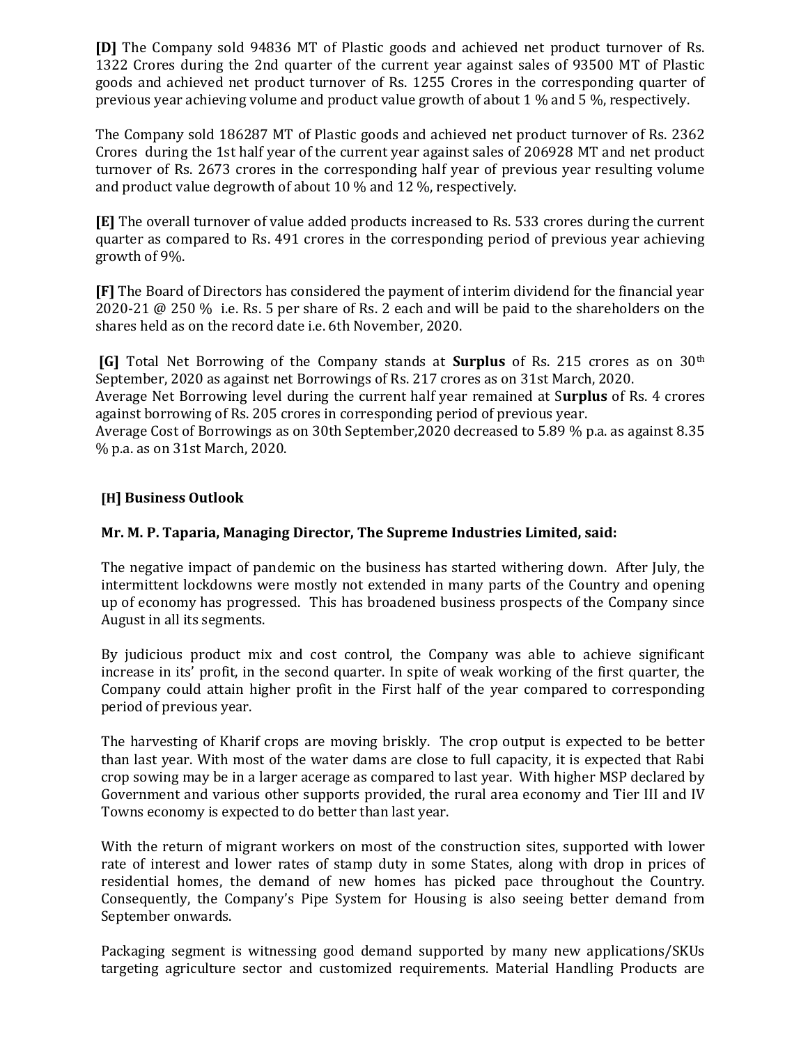**[D]** The Company sold 94836 MT of Plastic goods and achieved net product turnover of Rs. 1322 Crores during the 2nd quarter of the current year against sales of 93500 MT of Plastic goods and achieved net product turnover of Rs. 1255 Crores in the corresponding quarter of previous year achieving volume and product value growth of about 1 % and 5 %, respectively.

The Company sold 186287 MT of Plastic goods and achieved net product turnover of Rs. 2362 Crores during the 1st half year of the current year against sales of 206928 MT and net product turnover of Rs. 2673 crores in the corresponding half year of previous year resulting volume and product value degrowth of about 10 % and 12 %, respectively.

**[E]** The overall turnover of value added products increased to Rs. 533 crores during the current quarter as compared to Rs. 491 crores in the corresponding period of previous year achieving growth of 9%.

**[F]** The Board of Directors has considered the payment of interim dividend for the financial year 2020-21 @ 250 % i.e. Rs. 5 per share of Rs. 2 each and will be paid to the shareholders on the shares held as on the record date i.e. 6th November, 2020.

**[G]** Total Net Borrowing of the Company stands at **Surplus** of Rs. 215 crores as on 30th September, 2020 as against net Borrowings of Rs. 217 crores as on 31st March, 2020.
Average Net Borrowing level during the current half year remained at S**urplus** of Rs. 4 crores against borrowing of Rs. 205 crores in corresponding period of previous year.
Average Cost of Borrowings as on 30th September,2020 decreased to 5.89 % p.a. as against 8.35 % p.a. as on 31st March, 2020.

### [H] Business Outlook

**Mr. M. P. Taparia, Managing Director, The Supreme Industries Limited, said:**

The negative impact of pandemic on the business has started withering down. After July, the intermittent lockdowns were mostly not extended in many parts of the Country and opening up of economy has progressed. This has broadened business prospects of the Company since August in all its segments.

By judicious product mix and cost control, the Company was able to achieve significant increase in its' profit, in the second quarter. In spite of weak working of the first quarter, the Company could attain higher profit in the First half of the year compared to corresponding period of previous year.

The harvesting of Kharif crops are moving briskly. The crop output is expected to be better than last year. With most of the water dams are close to full capacity, it is expected that Rabi crop sowing may be in a larger acerage as compared to last year. With higher MSP declared by Government and various other supports provided, the rural area economy and Tier III and IV Towns economy is expected to do better than last year.

With the return of migrant workers on most of the construction sites, supported with lower rate of interest and lower rates of stamp duty in some States, along with drop in prices of residential homes, the demand of new homes has picked pace throughout the Country. Consequently, the Company's Pipe System for Housing is also seeing better demand from September onwards.

Packaging segment is witnessing good demand supported by many new applications/SKUs targeting agriculture sector and customized requirements. Material Handling Products are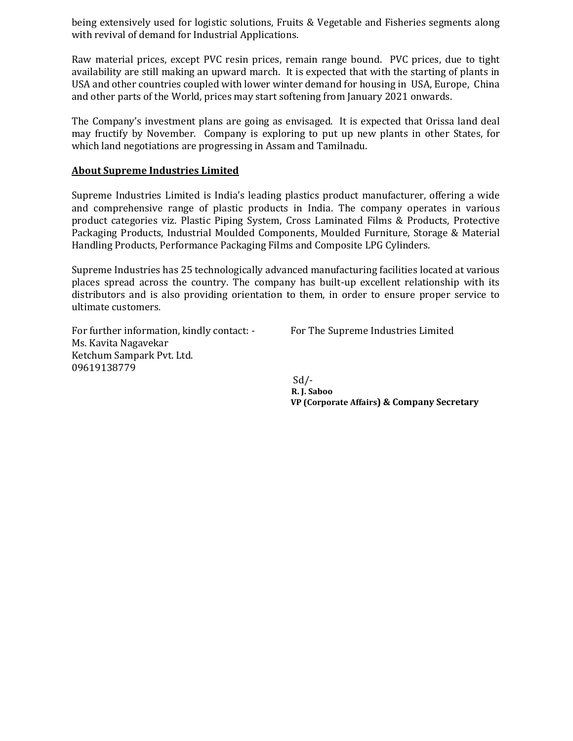being extensively used for logistic solutions, Fruits & Vegetable and Fisheries segments along with revival of demand for Industrial Applications.

Raw material prices, except PVC resin prices, remain range bound. PVC prices, due to tight availability are still making an upward march. It is expected that with the starting of plants in USA and other countries coupled with lower winter demand for housing in USA, Europe, China and other parts of the World, prices may start softening from January 2021 onwards.

The Company's investment plans are going as envisaged. It is expected that Orissa land deal may fructify by November. Company is exploring to put up new plants in other States, for which land negotiations are progressing in Assam and Tamilnadu.

**About Supreme Industries Limited**

Supreme Industries Limited is India's leading plastics product manufacturer, offering a wide and comprehensive range of plastic products in India. The company operates in various product categories viz. Plastic Piping System, Cross Laminated Films & Products, Protective Packaging Products, Industrial Moulded Components, Moulded Furniture, Storage & Material Handling Products, Performance Packaging Films and Composite LPG Cylinders.

Supreme Industries has 25 technologically advanced manufacturing facilities located at various places spread across the country. The company has built-up excellent relationship with its distributors and is also providing orientation to them, in order to ensure proper service to ultimate customers.

For further information, kindly contact: -
Ms. Kavita Nagavekar
Ketchum Sampark Pvt. Ltd.
09619138779

For The Supreme Industries Limited

Sd/-
**R. J. Saboo**
**VP (Corporate Affairs) & Company Secretary**